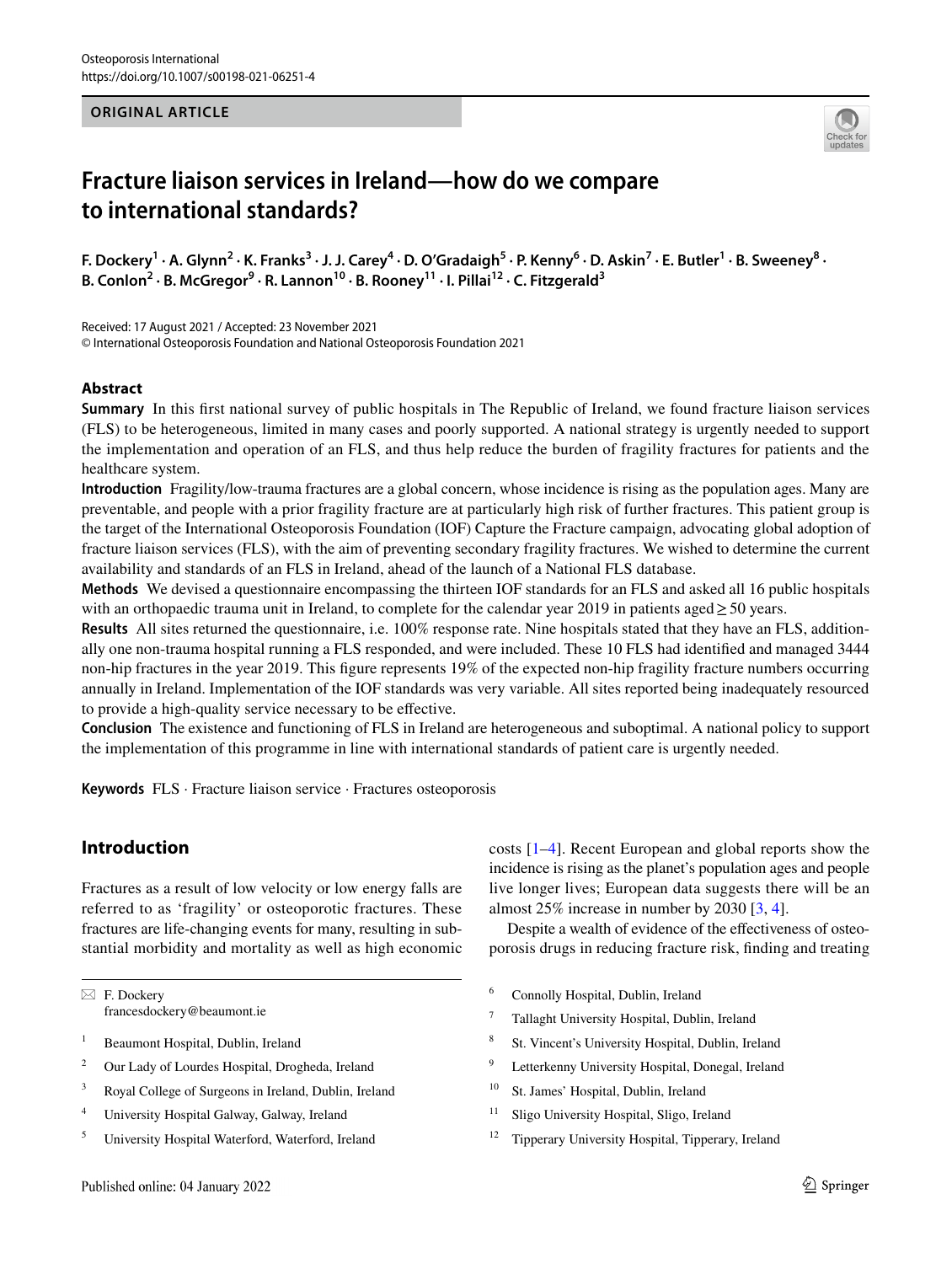ORIGINAL ARTICLE

# Fracture liaison services in Ireland—how do we compare to international standards?

F. Dockery[1] · A. Glynn[2] · K. Franks[3] · J. J. Carey[4] · D. O'Gradaigh[5] · P. Kenny[6] · D. Askin[7] · E. Butler[1] · B. Sweeney[8] · B. Conlon[2] · B. McGregor[9] · R. Lannon[10] · B. Rooney[11] · I. Pillai[12] · C. Fitzgerald[3]

Received: 17 August 2021 / Accepted: 23 November 2021
© International Osteoporosis Foundation and National Osteoporosis Foundation 2021

## Abstract

**Summary** In this first national survey of public hospitals in The Republic of Ireland, we found fracture liaison services (FLS) to be heterogeneous, limited in many cases and poorly supported. A national strategy is urgently needed to support the implementation and operation of an FLS, and thus help reduce the burden of fragility fractures for patients and the healthcare system.

**Introduction** Fragility/low-trauma fractures are a global concern, whose incidence is rising as the population ages. Many are preventable, and people with a prior fragility fracture are at particularly high risk of further fractures. This patient group is the target of the International Osteoporosis Foundation (IOF) Capture the Fracture campaign, advocating global adoption of fracture liaison services (FLS), with the aim of preventing secondary fragility fractures. We wished to determine the current availability and standards of an FLS in Ireland, ahead of the launch of a National FLS database.

**Methods** We devised a questionnaire encompassing the thirteen IOF standards for an FLS and asked all 16 public hospitals with an orthopaedic trauma unit in Ireland, to complete for the calendar year 2019 in patients aged ≥ 50 years.

**Results** All sites returned the questionnaire, i.e. 100% response rate. Nine hospitals stated that they have an FLS, additionally one non-trauma hospital running a FLS responded, and were included. These 10 FLS had identified and managed 3444 non-hip fractures in the year 2019. This figure represents 19% of the expected non-hip fragility fracture numbers occurring annually in Ireland. Implementation of the IOF standards was very variable. All sites reported being inadequately resourced to provide a high-quality service necessary to be effective.

**Conclusion** The existence and functioning of FLS in Ireland are heterogeneous and suboptimal. A national policy to support the implementation of this programme in line with international standards of patient care is urgently needed.

**Keywords** FLS · Fracture liaison service · Fractures osteoporosis

## Introduction

Fractures as a result of low velocity or low energy falls are referred to as 'fragility' or osteoporotic fractures. These fractures are life-changing events for many, resulting in substantial morbidity and mortality as well as high economic costs [1–4]. Recent European and global reports show the incidence is rising as the planet's population ages and people live longer lives; European data suggests there will be an almost 25% increase in number by 2030 [3, 4].

Despite a wealth of evidence of the effectiveness of osteoporosis drugs in reducing fracture risk, finding and treating

✉ F. Dockery
francesdockery@beaumont.ie

1 Beaumont Hospital, Dublin, Ireland
2 Our Lady of Lourdes Hospital, Drogheda, Ireland
3 Royal College of Surgeons in Ireland, Dublin, Ireland
4 University Hospital Galway, Galway, Ireland
5 University Hospital Waterford, Waterford, Ireland
6 Connolly Hospital, Dublin, Ireland
7 Tallaght University Hospital, Dublin, Ireland
8 St. Vincent's University Hospital, Dublin, Ireland
9 Letterkenny University Hospital, Donegal, Ireland
10 St. James' Hospital, Dublin, Ireland
11 Sligo University Hospital, Sligo, Ireland
12 Tipperary University Hospital, Tipperary, Ireland

Published online: 04 January 2022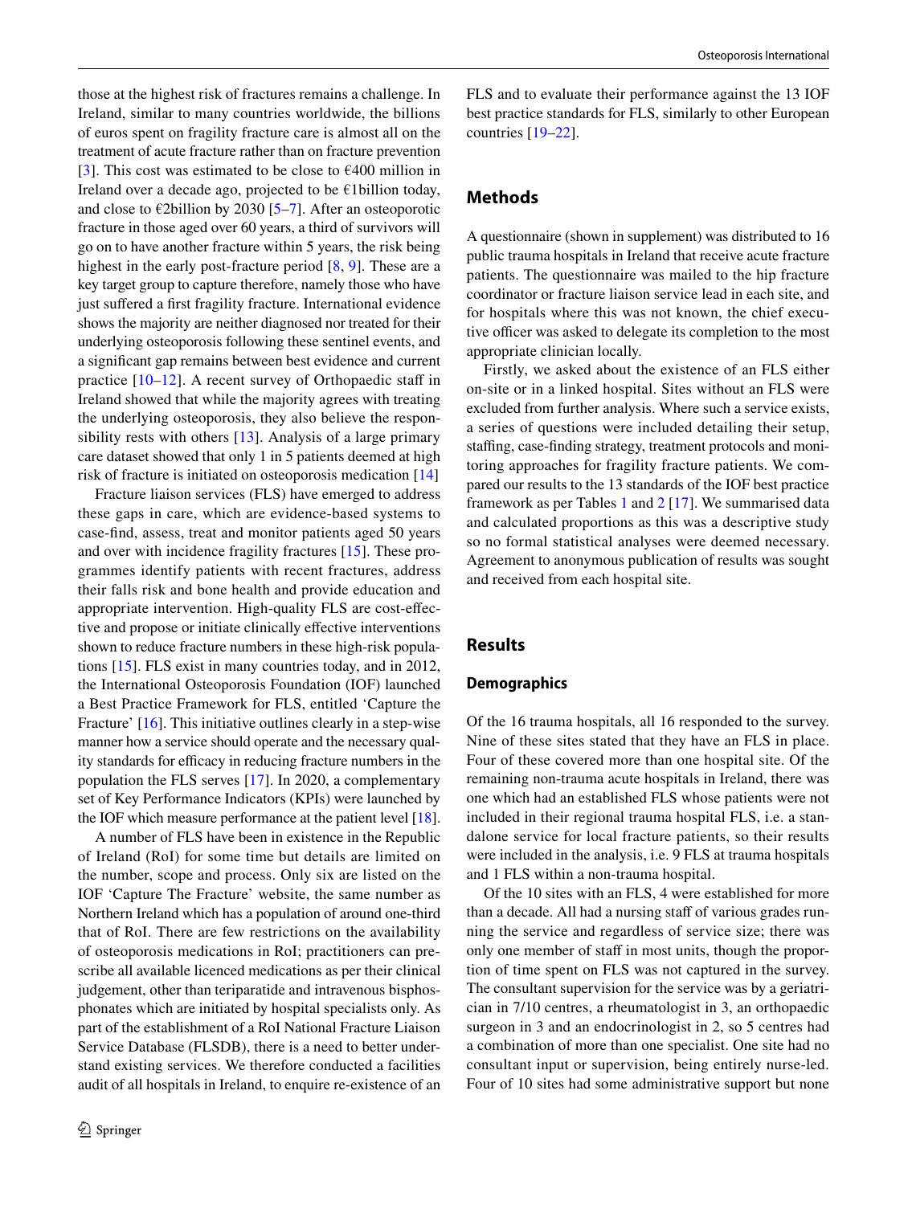those at the highest risk of fractures remains a challenge. In Ireland, similar to many countries worldwide, the billions of euros spent on fragility fracture care is almost all on the treatment of acute fracture rather than on fracture prevention [3]. This cost was estimated to be close to €400 million in Ireland over a decade ago, projected to be €1billion today, and close to €2billion by 2030 [5–7]. After an osteoporotic fracture in those aged over 60 years, a third of survivors will go on to have another fracture within 5 years, the risk being highest in the early post-fracture period [8, 9]. These are a key target group to capture therefore, namely those who have just suffered a first fragility fracture. International evidence shows the majority are neither diagnosed nor treated for their underlying osteoporosis following these sentinel events, and a significant gap remains between best evidence and current practice [10–12]. A recent survey of Orthopaedic staff in Ireland showed that while the majority agrees with treating the underlying osteoporosis, they also believe the responsibility rests with others [13]. Analysis of a large primary care dataset showed that only 1 in 5 patients deemed at high risk of fracture is initiated on osteoporosis medication [14]

Fracture liaison services (FLS) have emerged to address these gaps in care, which are evidence-based systems to case-find, assess, treat and monitor patients aged 50 years and over with incidence fragility fractures [15]. These programmes identify patients with recent fractures, address their falls risk and bone health and provide education and appropriate intervention. High-quality FLS are cost-effective and propose or initiate clinically effective interventions shown to reduce fracture numbers in these high-risk populations [15]. FLS exist in many countries today, and in 2012, the International Osteoporosis Foundation (IOF) launched a Best Practice Framework for FLS, entitled 'Capture the Fracture' [16]. This initiative outlines clearly in a step-wise manner how a service should operate and the necessary quality standards for efficacy in reducing fracture numbers in the population the FLS serves [17]. In 2020, a complementary set of Key Performance Indicators (KPIs) were launched by the IOF which measure performance at the patient level [18].

A number of FLS have been in existence in the Republic of Ireland (RoI) for some time but details are limited on the number, scope and process. Only six are listed on the IOF 'Capture The Fracture' website, the same number as Northern Ireland which has a population of around one-third that of RoI. There are few restrictions on the availability of osteoporosis medications in RoI; practitioners can prescribe all available licenced medications as per their clinical judgement, other than teriparatide and intravenous bisphosphonates which are initiated by hospital specialists only. As part of the establishment of a RoI National Fracture Liaison Service Database (FLSDB), there is a need to better understand existing services. We therefore conducted a facilities audit of all hospitals in Ireland, to enquire re-existence of an FLS and to evaluate their performance against the 13 IOF best practice standards for FLS, similarly to other European countries [19–22].

## Methods

A questionnaire (shown in supplement) was distributed to 16 public trauma hospitals in Ireland that receive acute fracture patients. The questionnaire was mailed to the hip fracture coordinator or fracture liaison service lead in each site, and for hospitals where this was not known, the chief executive officer was asked to delegate its completion to the most appropriate clinician locally.

Firstly, we asked about the existence of an FLS either on-site or in a linked hospital. Sites without an FLS were excluded from further analysis. Where such a service exists, a series of questions were included detailing their setup, staffing, case-finding strategy, treatment protocols and monitoring approaches for fragility fracture patients. We compared our results to the 13 standards of the IOF best practice framework as per Tables 1 and 2 [17]. We summarised data and calculated proportions as this was a descriptive study so no formal statistical analyses were deemed necessary. Agreement to anonymous publication of results was sought and received from each hospital site.

## Results

### Demographics

Of the 16 trauma hospitals, all 16 responded to the survey. Nine of these sites stated that they have an FLS in place. Four of these covered more than one hospital site. Of the remaining non-trauma acute hospitals in Ireland, there was one which had an established FLS whose patients were not included in their regional trauma hospital FLS, i.e. a standalone service for local fracture patients, so their results were included in the analysis, i.e. 9 FLS at trauma hospitals and 1 FLS within a non-trauma hospital.

Of the 10 sites with an FLS, 4 were established for more than a decade. All had a nursing staff of various grades running the service and regardless of service size; there was only one member of staff in most units, though the proportion of time spent on FLS was not captured in the survey. The consultant supervision for the service was by a geriatrician in 7/10 centres, a rheumatologist in 3, an orthopaedic surgeon in 3 and an endocrinologist in 2, so 5 centres had a combination of more than one specialist. One site had no consultant input or supervision, being entirely nurse-led. Four of 10 sites had some administrative support but none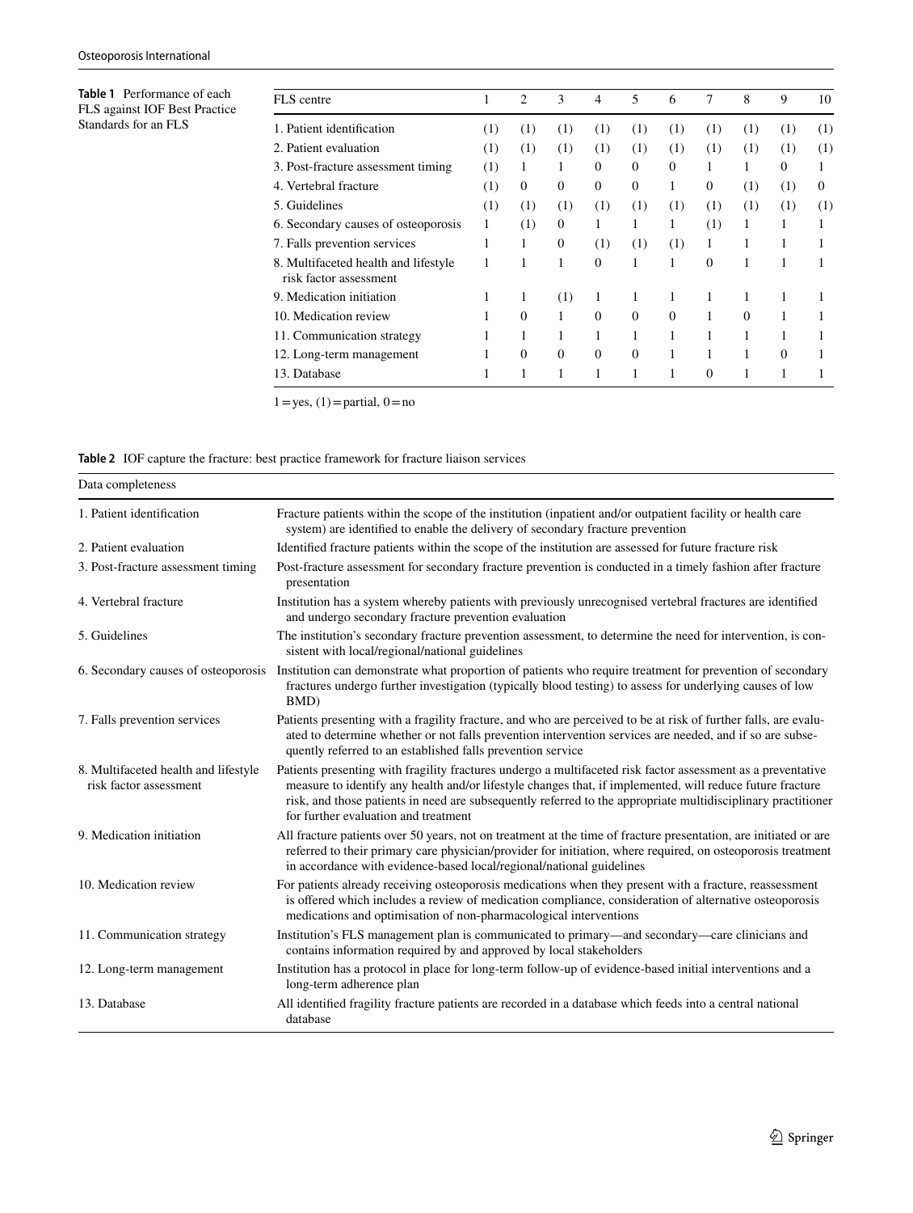**Table 1** Performance of each FLS against IOF Best Practice Standards for an FLS

| FLS centre | 1 | 2 | 3 | 4 | 5 | 6 | 7 | 8 | 9 | 10 |
|---|---|---|---|---|---|---|---|---|---|---|
| 1. Patient identification | (1) | (1) | (1) | (1) | (1) | (1) | (1) | (1) | (1) | (1) |
| 2. Patient evaluation | (1) | (1) | (1) | (1) | (1) | (1) | (1) | (1) | (1) | (1) |
| 3. Post-fracture assessment timing | (1) | 1 | 1 | 0 | 0 | 0 | 1 | 1 | 0 | 1 |
| 4. Vertebral fracture | (1) | 0 | 0 | 0 | 0 | 1 | 0 | (1) | (1) | 0 |
| 5. Guidelines | (1) | (1) | (1) | (1) | (1) | (1) | (1) | (1) | (1) | (1) |
| 6. Secondary causes of osteoporosis | 1 | (1) | 0 | 1 | 1 | 1 | (1) | 1 | 1 | 1 |
| 7. Falls prevention services | 1 | 1 | 0 | (1) | (1) | (1) | 1 | 1 | 1 | 1 |
| 8. Multifaceted health and lifestyle risk factor assessment | 1 | 1 | 1 | 0 | 1 | 1 | 0 | 1 | 1 | 1 |
| 9. Medication initiation | 1 | 1 | (1) | 1 | 1 | 1 | 1 | 1 | 1 | 1 |
| 10. Medication review | 1 | 0 | 1 | 0 | 0 | 0 | 1 | 0 | 1 | 1 |
| 11. Communication strategy | 1 | 1 | 1 | 1 | 1 | 1 | 1 | 1 | 1 | 1 |
| 12. Long-term management | 1 | 0 | 0 | 0 | 0 | 1 | 1 | 1 | 0 | 1 |
| 13. Database | 1 | 1 | 1 | 1 | 1 | 1 | 0 | 1 | 1 | 1 |

1 = yes, (1) = partial, 0 = no

**Table 2** IOF capture the fracture: best practice framework for fracture liaison services

| Data completeness | |
|---|---|
| 1. Patient identification | Fracture patients within the scope of the institution (inpatient and/or outpatient facility or health care system) are identified to enable the delivery of secondary fracture prevention |
| 2. Patient evaluation | Identified fracture patients within the scope of the institution are assessed for future fracture risk |
| 3. Post-fracture assessment timing | Post-fracture assessment for secondary fracture prevention is conducted in a timely fashion after fracture presentation |
| 4. Vertebral fracture | Institution has a system whereby patients with previously unrecognised vertebral fractures are identified and undergo secondary fracture prevention evaluation |
| 5. Guidelines | The institution's secondary fracture prevention assessment, to determine the need for intervention, is consistent with local/regional/national guidelines |
| 6. Secondary causes of osteoporosis | Institution can demonstrate what proportion of patients who require treatment for prevention of secondary fractures undergo further investigation (typically blood testing) to assess for underlying causes of low BMD) |
| 7. Falls prevention services | Patients presenting with a fragility fracture, and who are perceived to be at risk of further falls, are evaluated to determine whether or not falls prevention intervention services are needed, and if so are subsequently referred to an established falls prevention service |
| 8. Multifaceted health and lifestyle risk factor assessment | Patients presenting with fragility fractures undergo a multifaceted risk factor assessment as a preventative measure to identify any health and/or lifestyle changes that, if implemented, will reduce future fracture risk, and those patients in need are subsequently referred to the appropriate multidisciplinary practitioner for further evaluation and treatment |
| 9. Medication initiation | All fracture patients over 50 years, not on treatment at the time of fracture presentation, are initiated or are referred to their primary care physician/provider for initiation, where required, on osteoporosis treatment in accordance with evidence-based local/regional/national guidelines |
| 10. Medication review | For patients already receiving osteoporosis medications when they present with a fracture, reassessment is offered which includes a review of medication compliance, consideration of alternative osteoporosis medications and optimisation of non-pharmacological interventions |
| 11. Communication strategy | Institution's FLS management plan is communicated to primary—and secondary—care clinicians and contains information required by and approved by local stakeholders |
| 12. Long-term management | Institution has a protocol in place for long-term follow-up of evidence-based initial interventions and a long-term adherence plan |
| 13. Database | All identified fragility fracture patients are recorded in a database which feeds into a central national database |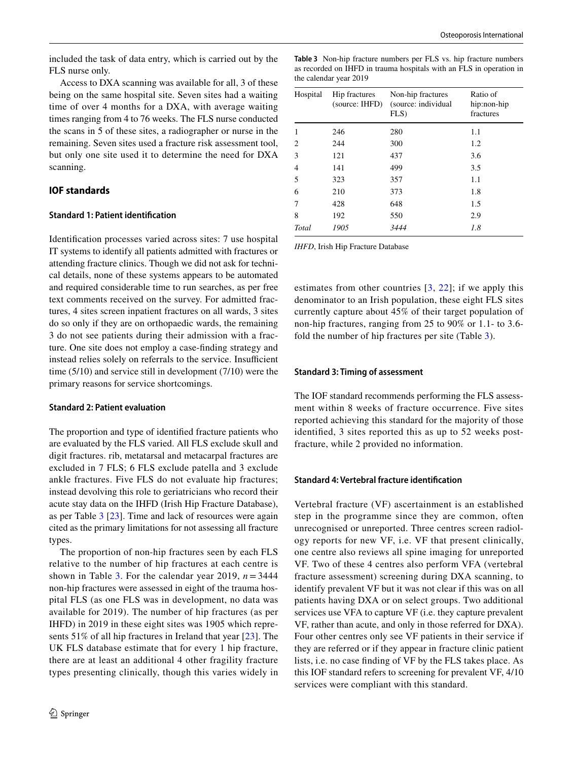included the task of data entry, which is carried out by the FLS nurse only.

Access to DXA scanning was available for all, 3 of these being on the same hospital site. Seven sites had a waiting time of over 4 months for a DXA, with average waiting times ranging from 4 to 76 weeks. The FLS nurse conducted the scans in 5 of these sites, a radiographer or nurse in the remaining. Seven sites used a fracture risk assessment tool, but only one site used it to determine the need for DXA scanning.

## IOF standards

### Standard 1: Patient identification

Identification processes varied across sites: 7 use hospital IT systems to identify all patients admitted with fractures or attending fracture clinics. Though we did not ask for technical details, none of these systems appears to be automated and required considerable time to run searches, as per free text comments received on the survey. For admitted fractures, 4 sites screen inpatient fractures on all wards, 3 sites do so only if they are on orthopaedic wards, the remaining 3 do not see patients during their admission with a fracture. One site does not employ a case-finding strategy and instead relies solely on referrals to the service. Insufficient time (5/10) and service still in development (7/10) were the primary reasons for service shortcomings.

### Standard 2: Patient evaluation

The proportion and type of identified fracture patients who are evaluated by the FLS varied. All FLS exclude skull and digit fractures. rib, metatarsal and metacarpal fractures are excluded in 7 FLS; 6 FLS exclude patella and 3 exclude ankle fractures. Five FLS do not evaluate hip fractures; instead devolving this role to geriatricians who record their acute stay data on the IHFD (Irish Hip Fracture Database), as per Table 3 [23]. Time and lack of resources were again cited as the primary limitations for not assessing all fracture types.

The proportion of non-hip fractures seen by each FLS relative to the number of hip fractures at each centre is shown in Table 3. For the calendar year 2019, $n = 3444$ non-hip fractures were assessed in eight of the trauma hospital FLS (as one FLS was in development, no data was available for 2019). The number of hip fractures (as per IHFD) in 2019 in these eight sites was 1905 which represents 51% of all hip fractures in Ireland that year [23]. The UK FLS database estimate that for every 1 hip fracture, there are at least an additional 4 other fragility fracture types presenting clinically, though this varies widely in estimates from other countries [3, 22]; if we apply this denominator to an Irish population, these eight FLS sites currently capture about 45% of their target population of non-hip fractures, ranging from 25 to 90% or 1.1- to 3.6-fold the number of hip fractures per site (Table 3).

**Table 3** Non-hip fracture numbers per FLS vs. hip fracture numbers as recorded on IHFD in trauma hospitals with an FLS in operation in the calendar year 2019

| Hospital | Hip fractures (source: IHFD) | Non-hip fractures (source: individual FLS) | Ratio of hip:non-hip fractures |
|---|---|---|---|
| 1 | 246 | 280 | 1.1 |
| 2 | 244 | 300 | 1.2 |
| 3 | 121 | 437 | 3.6 |
| 4 | 141 | 499 | 3.5 |
| 5 | 323 | 357 | 1.1 |
| 6 | 210 | 373 | 1.8 |
| 7 | 428 | 648 | 1.5 |
| 8 | 192 | 550 | 2.9 |
| *Total* | *1905* | *3444* | *1.8* |

*IHFD*, Irish Hip Fracture Database

### Standard 3: Timing of assessment

The IOF standard recommends performing the FLS assessment within 8 weeks of fracture occurrence. Five sites reported achieving this standard for the majority of those identified, 3 sites reported this as up to 52 weeks post-fracture, while 2 provided no information.

### Standard 4: Vertebral fracture identification

Vertebral fracture (VF) ascertainment is an established step in the programme since they are common, often unrecognised or unreported. Three centres screen radiology reports for new VF, i.e. VF that present clinically, one centre also reviews all spine imaging for unreported VF. Two of these 4 centres also perform VFA (vertebral fracture assessment) screening during DXA scanning, to identify prevalent VF but it was not clear if this was on all patients having DXA or on select groups. Two additional services use VFA to capture VF (i.e. they capture prevalent VF, rather than acute, and only in those referred for DXA). Four other centres only see VF patients in their service if they are referred or if they appear in fracture clinic patient lists, i.e. no case finding of VF by the FLS takes place. As this IOF standard refers to screening for prevalent VF, 4/10 services were compliant with this standard.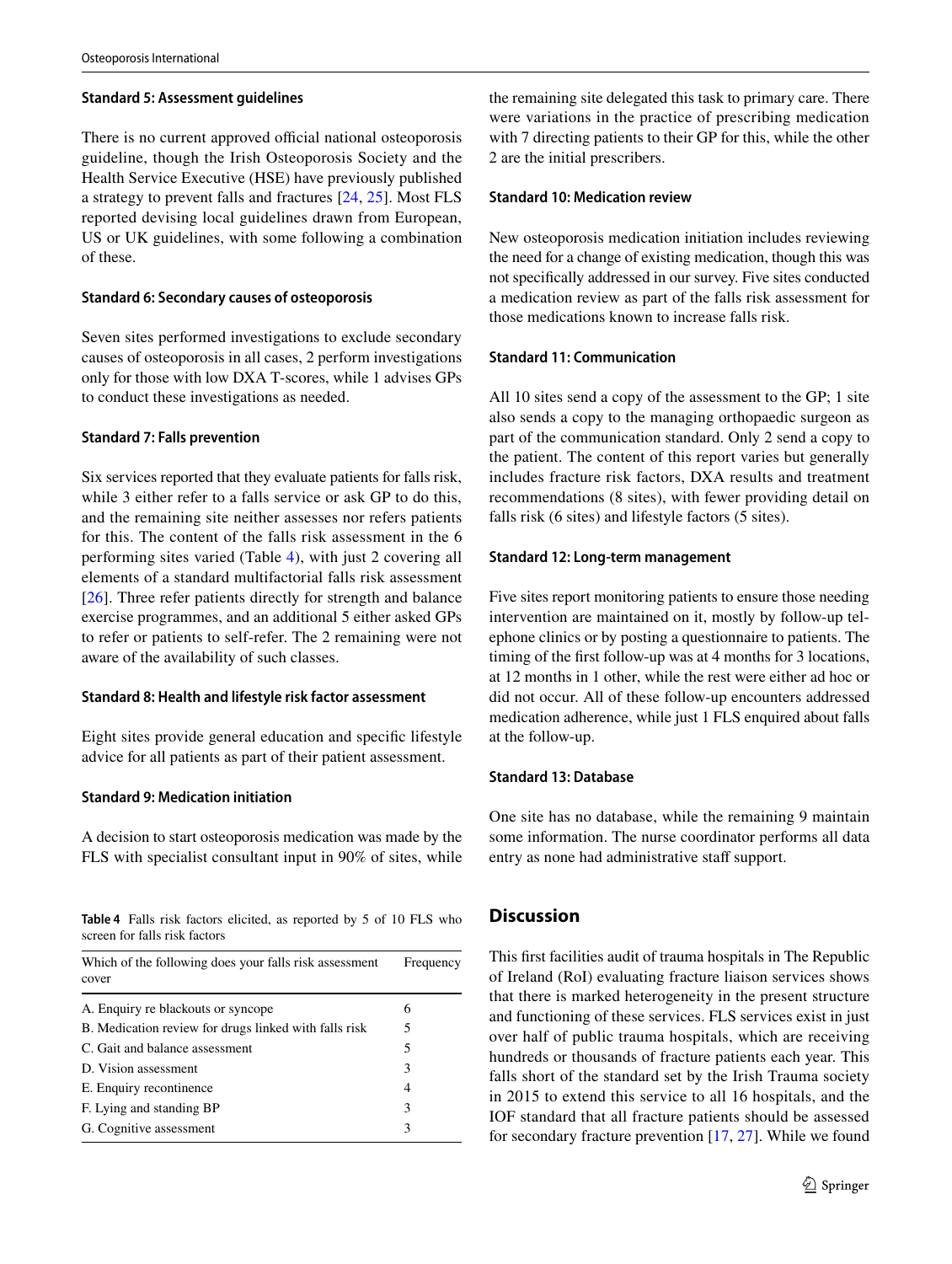### Standard 5: Assessment guidelines

There is no current approved official national osteoporosis guideline, though the Irish Osteoporosis Society and the Health Service Executive (HSE) have previously published a strategy to prevent falls and fractures [24, 25]. Most FLS reported devising local guidelines drawn from European, US or UK guidelines, with some following a combination of these.

### Standard 6: Secondary causes of osteoporosis

Seven sites performed investigations to exclude secondary causes of osteoporosis in all cases, 2 perform investigations only for those with low DXA T-scores, while 1 advises GPs to conduct these investigations as needed.

### Standard 7: Falls prevention

Six services reported that they evaluate patients for falls risk, while 3 either refer to a falls service or ask GP to do this, and the remaining site neither assesses nor refers patients for this. The content of the falls risk assessment in the 6 performing sites varied (Table 4), with just 2 covering all elements of a standard multifactorial falls risk assessment [26]. Three refer patients directly for strength and balance exercise programmes, and an additional 5 either asked GPs to refer or patients to self-refer. The 2 remaining were not aware of the availability of such classes.

### Standard 8: Health and lifestyle risk factor assessment

Eight sites provide general education and specific lifestyle advice for all patients as part of their patient assessment.

### Standard 9: Medication initiation

A decision to start osteoporosis medication was made by the FLS with specialist consultant input in 90% of sites, while the remaining site delegated this task to primary care. There were variations in the practice of prescribing medication with 7 directing patients to their GP for this, while the other 2 are the initial prescribers.

**Table 4** Falls risk factors elicited, as reported by 5 of 10 FLS who screen for falls risk factors

| Which of the following does your falls risk assessment cover | Frequency |
|---|---|
| A. Enquiry re blackouts or syncope | 6 |
| B. Medication review for drugs linked with falls risk | 5 |
| C. Gait and balance assessment | 5 |
| D. Vision assessment | 3 |
| E. Enquiry recontinence | 4 |
| F. Lying and standing BP | 3 |
| G. Cognitive assessment | 3 |

### Standard 10: Medication review

New osteoporosis medication initiation includes reviewing the need for a change of existing medication, though this was not specifically addressed in our survey. Five sites conducted a medication review as part of the falls risk assessment for those medications known to increase falls risk.

### Standard 11: Communication

All 10 sites send a copy of the assessment to the GP; 1 site also sends a copy to the managing orthopaedic surgeon as part of the communication standard. Only 2 send a copy to the patient. The content of this report varies but generally includes fracture risk factors, DXA results and treatment recommendations (8 sites), with fewer providing detail on falls risk (6 sites) and lifestyle factors (5 sites).

### Standard 12: Long-term management

Five sites report monitoring patients to ensure those needing intervention are maintained on it, mostly by follow-up telephone clinics or by posting a questionnaire to patients. The timing of the first follow-up was at 4 months for 3 locations, at 12 months in 1 other, while the rest were either ad hoc or did not occur. All of these follow-up encounters addressed medication adherence, while just 1 FLS enquired about falls at the follow-up.

### Standard 13: Database

One site has no database, while the remaining 9 maintain some information. The nurse coordinator performs all data entry as none had administrative staff support.

## Discussion

This first facilities audit of trauma hospitals in The Republic of Ireland (RoI) evaluating fracture liaison services shows that there is marked heterogeneity in the present structure and functioning of these services. FLS services exist in just over half of public trauma hospitals, which are receiving hundreds or thousands of fracture patients each year. This falls short of the standard set by the Irish Trauma society in 2015 to extend this service to all 16 hospitals, and the IOF standard that all fracture patients should be assessed for secondary fracture prevention [17, 27]. While we found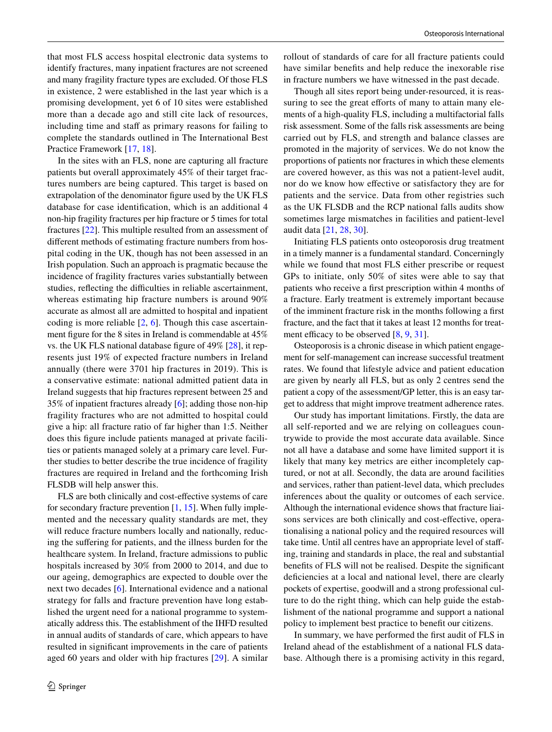that most FLS access hospital electronic data systems to identify fractures, many inpatient fractures are not screened and many fragility fracture types are excluded. Of those FLS in existence, 2 were established in the last year which is a promising development, yet 6 of 10 sites were established more than a decade ago and still cite lack of resources, including time and staff as primary reasons for failing to complete the standards outlined in The International Best Practice Framework [17, 18].

In the sites with an FLS, none are capturing all fracture patients but overall approximately 45% of their target fractures numbers are being captured. This target is based on extrapolation of the denominator figure used by the UK FLS database for case identification, which is an additional 4 non-hip fragility fractures per hip fracture or 5 times for total fractures [22]. This multiple resulted from an assessment of different methods of estimating fracture numbers from hospital coding in the UK, though has not been assessed in an Irish population. Such an approach is pragmatic because the incidence of fragility fractures varies substantially between studies, reflecting the difficulties in reliable ascertainment, whereas estimating hip fracture numbers is around 90% accurate as almost all are admitted to hospital and inpatient coding is more reliable [2, 6]. Though this case ascertainment figure for the 8 sites in Ireland is commendable at 45% vs. the UK FLS national database figure of 49% [28], it represents just 19% of expected fracture numbers in Ireland annually (there were 3701 hip fractures in 2019). This is a conservative estimate: national admitted patient data in Ireland suggests that hip fractures represent between 25 and 35% of inpatient fractures already [6]; adding those non-hip fragility fractures who are not admitted to hospital could give a hip: all fracture ratio of far higher than 1:5. Neither does this figure include patients managed at private facilities or patients managed solely at a primary care level. Further studies to better describe the true incidence of fragility fractures are required in Ireland and the forthcoming Irish FLSDB will help answer this.

FLS are both clinically and cost-effective systems of care for secondary fracture prevention [1, 15]. When fully implemented and the necessary quality standards are met, they will reduce fracture numbers locally and nationally, reducing the suffering for patients, and the illness burden for the healthcare system. In Ireland, fracture admissions to public hospitals increased by 30% from 2000 to 2014, and due to our ageing, demographics are expected to double over the next two decades [6]. International evidence and a national strategy for falls and fracture prevention have long established the urgent need for a national programme to systematically address this. The establishment of the IHFD resulted in annual audits of standards of care, which appears to have resulted in significant improvements in the care of patients aged 60 years and older with hip fractures [29]. A similar rollout of standards of care for all fracture patients could have similar benefits and help reduce the inexorable rise in fracture numbers we have witnessed in the past decade.

Though all sites report being under-resourced, it is reassuring to see the great efforts of many to attain many elements of a high-quality FLS, including a multifactorial falls risk assessment. Some of the falls risk assessments are being carried out by FLS, and strength and balance classes are promoted in the majority of services. We do not know the proportions of patients nor fractures in which these elements are covered however, as this was not a patient-level audit, nor do we know how effective or satisfactory they are for patients and the service. Data from other registries such as the UK FLSDB and the RCP national falls audits show sometimes large mismatches in facilities and patient-level audit data [21, 28, 30].

Initiating FLS patients onto osteoporosis drug treatment in a timely manner is a fundamental standard. Concerningly while we found that most FLS either prescribe or request GPs to initiate, only 50% of sites were able to say that patients who receive a first prescription within 4 months of a fracture. Early treatment is extremely important because of the imminent fracture risk in the months following a first fracture, and the fact that it takes at least 12 months for treatment efficacy to be observed [8, 9, 31].

Osteoporosis is a chronic disease in which patient engagement for self-management can increase successful treatment rates. We found that lifestyle advice and patient education are given by nearly all FLS, but as only 2 centres send the patient a copy of the assessment/GP letter, this is an easy target to address that might improve treatment adherence rates.

Our study has important limitations. Firstly, the data are all self-reported and we are relying on colleagues countrywide to provide the most accurate data available. Since not all have a database and some have limited support it is likely that many key metrics are either incompletely captured, or not at all. Secondly, the data are around facilities and services, rather than patient-level data, which precludes inferences about the quality or outcomes of each service. Although the international evidence shows that fracture liaisons services are both clinically and cost-effective, operationalising a national policy and the required resources will take time. Until all centres have an appropriate level of staffing, training and standards in place, the real and substantial benefits of FLS will not be realised. Despite the significant deficiencies at a local and national level, there are clearly pockets of expertise, goodwill and a strong professional culture to do the right thing, which can help guide the establishment of the national programme and support a national policy to implement best practice to benefit our citizens.

In summary, we have performed the first audit of FLS in Ireland ahead of the establishment of a national FLS database. Although there is a promising activity in this regard,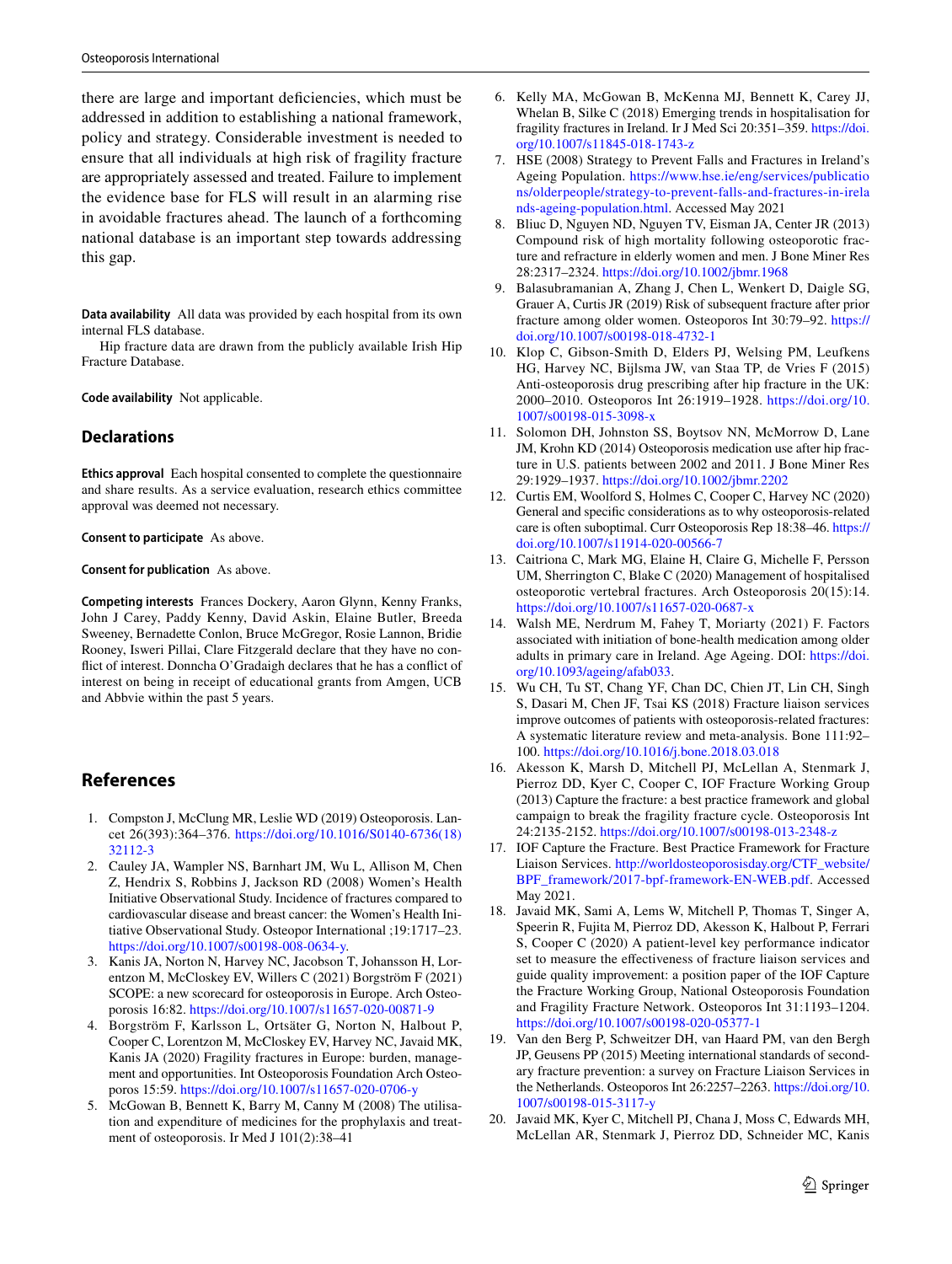there are large and important deficiencies, which must be addressed in addition to establishing a national framework, policy and strategy. Considerable investment is needed to ensure that all individuals at high risk of fragility fracture are appropriately assessed and treated. Failure to implement the evidence base for FLS will result in an alarming rise in avoidable fractures ahead. The launch of a forthcoming national database is an important step towards addressing this gap.

**Data availability** All data was provided by each hospital from its own internal FLS database.

Hip fracture data are drawn from the publicly available Irish Hip Fracture Database.

**Code availability** Not applicable.

## Declarations

**Ethics approval** Each hospital consented to complete the questionnaire and share results. As a service evaluation, research ethics committee approval was deemed not necessary.

**Consent to participate** As above.

**Consent for publication** As above.

**Competing interests** Frances Dockery, Aaron Glynn, Kenny Franks, John J Carey, Paddy Kenny, David Askin, Elaine Butler, Breeda Sweeney, Bernadette Conlon, Bruce McGregor, Rosie Lannon, Bridie Rooney, Isweri Pillai, Clare Fitzgerald declare that they have no conflict of interest. Donncha O'Gradaigh declares that he has a conflict of interest on being in receipt of educational grants from Amgen, UCB and Abbvie within the past 5 years.

## References

1. Compston J, McClung MR, Leslie WD (2019) Osteoporosis. Lancet 26(393):364–376. https://doi.org/10.1016/S0140-6736(18)32112-3
2. Cauley JA, Wampler NS, Barnhart JM, Wu L, Allison M, Chen Z, Hendrix S, Robbins J, Jackson RD (2008) Women's Health Initiative Observational Study. Incidence of fractures compared to cardiovascular disease and breast cancer: the Women's Health Initiative Observational Study. Osteopor International ;19:1717–23. https://doi.org/10.1007/s00198-008-0634-y.
3. Kanis JA, Norton N, Harvey NC, Jacobson T, Johansson H, Lorentzon M, McCloskey EV, Willers C (2021) Borgström F (2021) SCOPE: a new scorecard for osteoporosis in Europe. Arch Osteoporosis 16:82. https://doi.org/10.1007/s11657-020-00871-9
4. Borgström F, Karlsson L, Ortsäter G, Norton N, Halbout P, Cooper C, Lorentzon M, McCloskey EV, Harvey NC, Javaid MK, Kanis JA (2020) Fragility fractures in Europe: burden, management and opportunities. Int Osteoporosis Foundation Arch Osteoporos 15:59. https://doi.org/10.1007/s11657-020-0706-y
5. McGowan B, Bennett K, Barry M, Canny M (2008) The utilisation and expenditure of medicines for the prophylaxis and treatment of osteoporosis. Ir Med J 101(2):38–41
6. Kelly MA, McGowan B, McKenna MJ, Bennett K, Carey JJ, Whelan B, Silke C (2018) Emerging trends in hospitalisation for fragility fractures in Ireland. Ir J Med Sci 20:351–359. https://doi.org/10.1007/s11845-018-1743-z
7. HSE (2008) Strategy to Prevent Falls and Fractures in Ireland's Ageing Population. https://www.hse.ie/eng/services/publications/olderpeople/strategy-to-prevent-falls-and-fractures-in-irelands-ageing-population.html. Accessed May 2021
8. Bliuc D, Nguyen ND, Nguyen TV, Eisman JA, Center JR (2013) Compound risk of high mortality following osteoporotic fracture and refracture in elderly women and men. J Bone Miner Res 28:2317–2324. https://doi.org/10.1002/jbmr.1968
9. Balasubramanian A, Zhang J, Chen L, Wenkert D, Daigle SG, Grauer A, Curtis JR (2019) Risk of subsequent fracture after prior fracture among older women. Osteoporos Int 30:79–92. https://doi.org/10.1007/s00198-018-4732-1
10. Klop C, Gibson-Smith D, Elders PJ, Welsing PM, Leufkens HG, Harvey NC, Bijlsma JW, van Staa TP, de Vries F (2015) Anti-osteoporosis drug prescribing after hip fracture in the UK: 2000–2010. Osteoporos Int 26:1919–1928. https://doi.org/10.1007/s00198-015-3098-x
11. Solomon DH, Johnston SS, Boytsov NN, McMorrow D, Lane JM, Krohn KD (2014) Osteoporosis medication use after hip fracture in U.S. patients between 2002 and 2011. J Bone Miner Res 29:1929–1937. https://doi.org/10.1002/jbmr.2202
12. Curtis EM, Woolford S, Holmes C, Cooper C, Harvey NC (2020) General and specific considerations as to why osteoporosis-related care is often suboptimal. Curr Osteoporosis Rep 18:38–46. https://doi.org/10.1007/s11914-020-00566-7
13. Caitriona C, Mark MG, Elaine H, Claire G, Michelle F, Persson UM, Sherrington C, Blake C (2020) Management of hospitalised osteoporotic vertebral fractures. Arch Osteoporosis 20(15):14. https://doi.org/10.1007/s11657-020-0687-x
14. Walsh ME, Nerdrum M, Fahey T, Moriarty (2021) F. Factors associated with initiation of bone-health medication among older adults in primary care in Ireland. Age Ageing. DOI: https://doi.org/10.1093/ageing/afab033.
15. Wu CH, Tu ST, Chang YF, Chan DC, Chien JT, Lin CH, Singh S, Dasari M, Chen JF, Tsai KS (2018) Fracture liaison services improve outcomes of patients with osteoporosis-related fractures: A systematic literature review and meta-analysis. Bone 111:92–100. https://doi.org/10.1016/j.bone.2018.03.018
16. Akesson K, Marsh D, Mitchell PJ, McLellan A, Stenmark J, Pierroz DD, Kyer C, Cooper C, IOF Fracture Working Group (2013) Capture the fracture: a best practice framework and global campaign to break the fragility fracture cycle. Osteoporosis Int 24:2135-2152. https://doi.org/10.1007/s00198-013-2348-z
17. IOF Capture the Fracture. Best Practice Framework for Fracture Liaison Services. http://worldosteoporosisday.org/CTF_website/BPF_framework/2017-bpf-framework-EN-WEB.pdf. Accessed May 2021.
18. Javaid MK, Sami A, Lems W, Mitchell P, Thomas T, Singer A, Speerin R, Fujita M, Pierroz DD, Akesson K, Halbout P, Ferrari S, Cooper C (2020) A patient-level key performance indicator set to measure the effectiveness of fracture liaison services and guide quality improvement: a position paper of the IOF Capture the Fracture Working Group, National Osteoporosis Foundation and Fragility Fracture Network. Osteoporos Int 31:1193–1204. https://doi.org/10.1007/s00198-020-05377-1
19. Van den Berg P, Schweitzer DH, van Haard PM, van den Bergh JP, Geusens PP (2015) Meeting international standards of secondary fracture prevention: a survey on Fracture Liaison Services in the Netherlands. Osteoporos Int 26:2257–2263. https://doi.org/10.1007/s00198-015-3117-y
20. Javaid MK, Kyer C, Mitchell PJ, Chana J, Moss C, Edwards MH, McLellan AR, Stenmark J, Pierroz DD, Schneider MC, Kanis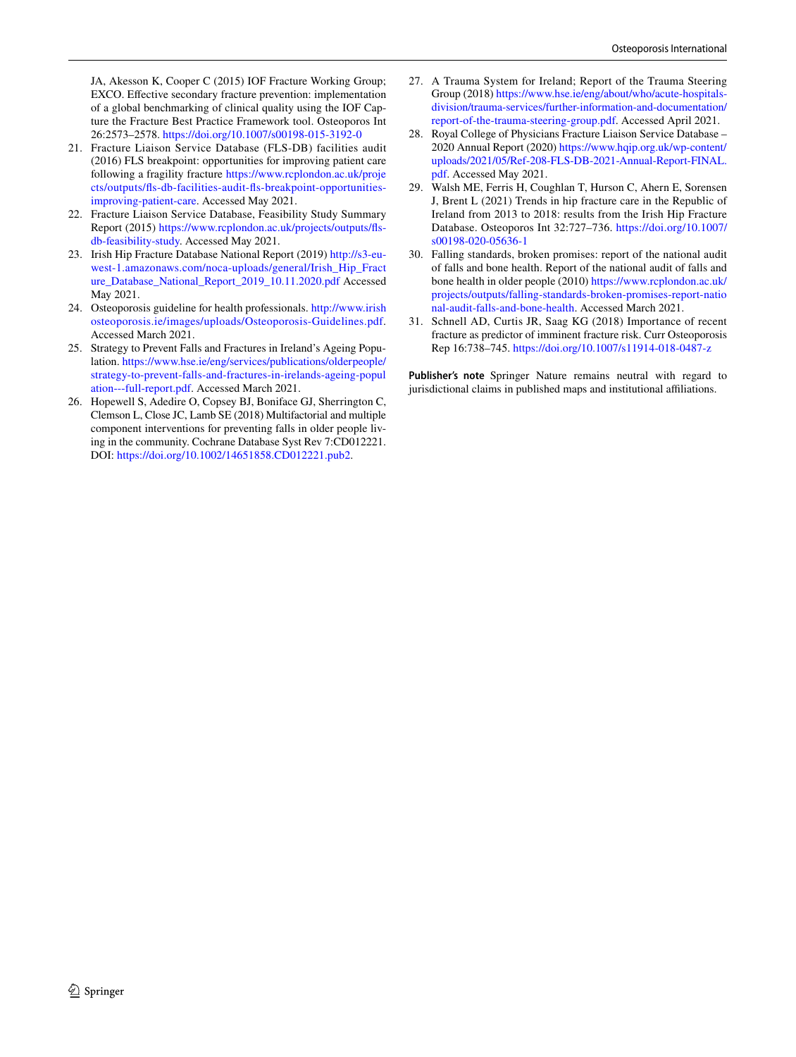JA, Akesson K, Cooper C (2015) IOF Fracture Working Group; EXCO. Effective secondary fracture prevention: implementation of a global benchmarking of clinical quality using the IOF Capture the Fracture Best Practice Framework tool. Osteoporos Int 26:2573–2578. https://doi.org/10.1007/s00198-015-3192-0

21. Fracture Liaison Service Database (FLS-DB) facilities audit (2016) FLS breakpoint: opportunities for improving patient care following a fragility fracture https://www.rcplondon.ac.uk/projects/outputs/fls-db-facilities-audit-fls-breakpoint-opportunities-improving-patient-care. Accessed May 2021.
22. Fracture Liaison Service Database, Feasibility Study Summary Report (2015) https://www.rcplondon.ac.uk/projects/outputs/fls-db-feasibility-study. Accessed May 2021.
23. Irish Hip Fracture Database National Report (2019) http://s3-eu-west-1.amazonaws.com/noca-uploads/general/Irish_Hip_Fracture_Database_National_Report_2019_10.11.2020.pdf Accessed May 2021.
24. Osteoporosis guideline for health professionals. http://www.irishosteoporosis.ie/images/uploads/Osteoporosis-Guidelines.pdf. Accessed March 2021.
25. Strategy to Prevent Falls and Fractures in Ireland's Ageing Population. https://www.hse.ie/eng/services/publications/olderpeople/strategy-to-prevent-falls-and-fractures-in-irelands-ageing-population---full-report.pdf. Accessed March 2021.
26. Hopewell S, Adedire O, Copsey BJ, Boniface GJ, Sherrington C, Clemson L, Close JC, Lamb SE (2018) Multifactorial and multiple component interventions for preventing falls in older people living in the community. Cochrane Database Syst Rev 7:CD012221. DOI: https://doi.org/10.1002/14651858.CD012221.pub2.
27. A Trauma System for Ireland; Report of the Trauma Steering Group (2018) https://www.hse.ie/eng/about/who/acute-hospitals-division/trauma-services/further-information-and-documentation/report-of-the-trauma-steering-group.pdf. Accessed April 2021.
28. Royal College of Physicians Fracture Liaison Service Database – 2020 Annual Report (2020) https://www.hqip.org.uk/wp-content/uploads/2021/05/Ref-208-FLS-DB-2021-Annual-Report-FINAL.pdf. Accessed May 2021.
29. Walsh ME, Ferris H, Coughlan T, Hurson C, Ahern E, Sorensen J, Brent L (2021) Trends in hip fracture care in the Republic of Ireland from 2013 to 2018: results from the Irish Hip Fracture Database. Osteoporos Int 32:727–736. https://doi.org/10.1007/s00198-020-05636-1
30. Falling standards, broken promises: report of the national audit of falls and bone health. Report of the national audit of falls and bone health in older people (2010) https://www.rcplondon.ac.uk/projects/outputs/falling-standards-broken-promises-report-national-audit-falls-and-bone-health. Accessed March 2021.
31. Schnell AD, Curtis JR, Saag KG (2018) Importance of recent fracture as predictor of imminent fracture risk. Curr Osteoporosis Rep 16:738–745. https://doi.org/10.1007/s11914-018-0487-z

**Publisher's note** Springer Nature remains neutral with regard to jurisdictional claims in published maps and institutional affiliations.